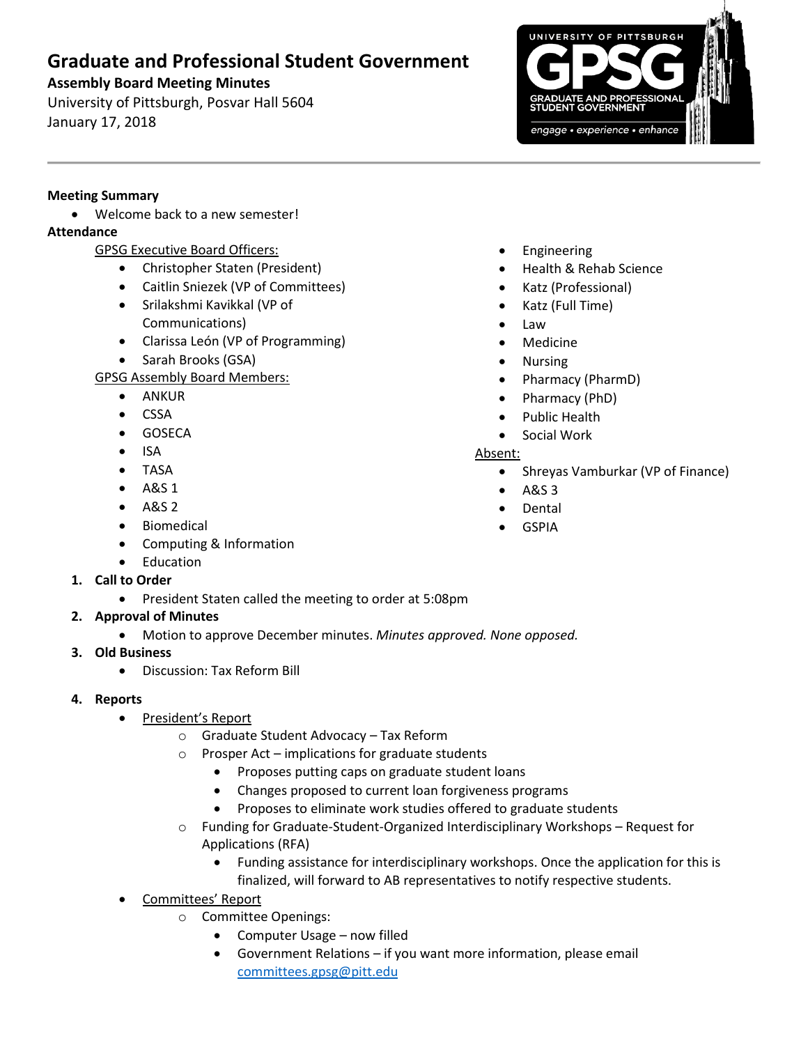# Graduate and Professional Student Government

**Assembly Board Meeting Minutes**

University of Pittsburgh, Posvar Hall 5604

January 17, 2018

**Meeting Summary**

- Welcome back to a new semester!

**Attendance**

GPSG Executive Board Officers:

- Christopher Staten (President)
- Caitlin Sniezek (VP of Committees)
- Srilakshmi Kavikkal (VP of Communications)
- Clarissa León (VP of Programming)
- Sarah Brooks (GSA)

GPSG Assembly Board Members:

- ANKUR
- CSSA
- GOSECA
- ISA
- TASA
- A&S 1
- A&S 2
- Biomedical
- Computing & Information
- Education
- Engineering
- Health & Rehab Science
- Katz (Professional)
- Katz (Full Time)
- Law
- Medicine
- Nursing
- Pharmacy (PharmD)
- Pharmacy (PhD)
- Public Health
- Social Work

Absent:

- Shreyas Vamburkar (VP of Finance)
- A&S 3
- Dental
- GSPIA

1. **Call to Order**
   - President Staten called the meeting to order at 5:08pm
2. **Approval of Minutes**
   - Motion to approve December minutes. *Minutes approved. None opposed.*
3. **Old Business**
   - Discussion: Tax Reform Bill
4. **Reports**
   - President's Report
     - Graduate Student Advocacy – Tax Reform
     - Prosper Act – implications for graduate students
       - Proposes putting caps on graduate student loans
       - Changes proposed to current loan forgiveness programs
       - Proposes to eliminate work studies offered to graduate students
     - Funding for Graduate-Student-Organized Interdisciplinary Workshops – Request for Applications (RFA)
       - Funding assistance for interdisciplinary workshops. Once the application for this is finalized, will forward to AB representatives to notify respective students.
   - Committees' Report
     - Committee Openings:
       - Computer Usage – now filled
       - Government Relations – if you want more information, please email committees.gpsg@pitt.edu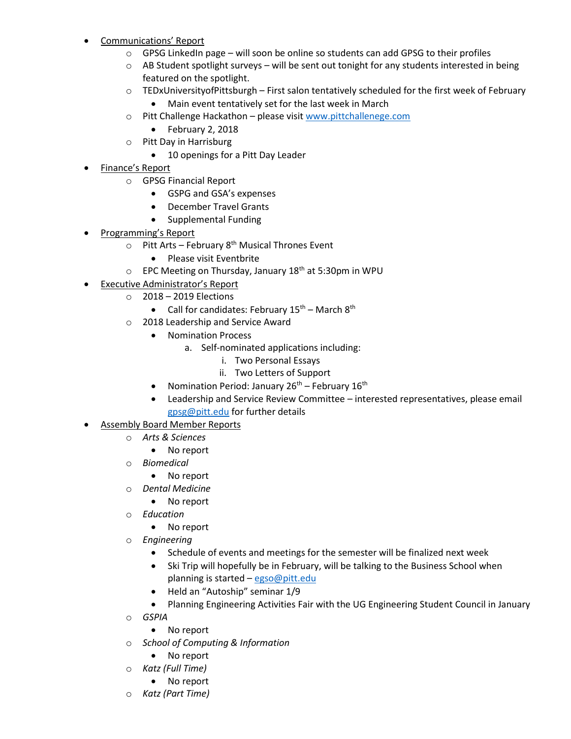- Communications' Report
    - GPSG LinkedIn page – will soon be online so students can add GPSG to their profiles
    - AB Student spotlight surveys – will be sent out tonight for any students interested in being featured on the spotlight.
    - TEDxUniversityofPittsburgh – First salon tentatively scheduled for the first week of February
        - Main event tentatively set for the last week in March
    - Pitt Challenge Hackathon – please visit www.pittchallenege.com
        - February 2, 2018
    - Pitt Day in Harrisburg
        - 10 openings for a Pitt Day Leader
- Finance's Report
    - GPSG Financial Report
        - GSPG and GSA's expenses
        - December Travel Grants
        - Supplemental Funding
- Programming's Report
    - Pitt Arts – February 8th Musical Thrones Event
        - Please visit Eventbrite
    - EPC Meeting on Thursday, January 18th at 5:30pm in WPU
- Executive Administrator's Report
    - 2018 – 2019 Elections
        - Call for candidates: February 15th – March 8th
    - 2018 Leadership and Service Award
        - Nomination Process
            a. Self-nominated applications including:
                i. Two Personal Essays
                ii. Two Letters of Support
        - Nomination Period: January 26th – February 16th
        - Leadership and Service Review Committee – interested representatives, please email gpsg@pitt.edu for further details
- Assembly Board Member Reports
    - *Arts & Sciences*
        - No report
    - *Biomedical*
        - No report
    - *Dental Medicine*
        - No report
    - *Education*
        - No report
    - *Engineering*
        - Schedule of events and meetings for the semester will be finalized next week
        - Ski Trip will hopefully be in February, will be talking to the Business School when planning is started – egso@pitt.edu
        - Held an "Autoship" seminar 1/9
        - Planning Engineering Activities Fair with the UG Engineering Student Council in January
    - *GSPIA*
        - No report
    - *School of Computing & Information*
        - No report
    - *Katz (Full Time)*
        - No report
    - *Katz (Part Time)*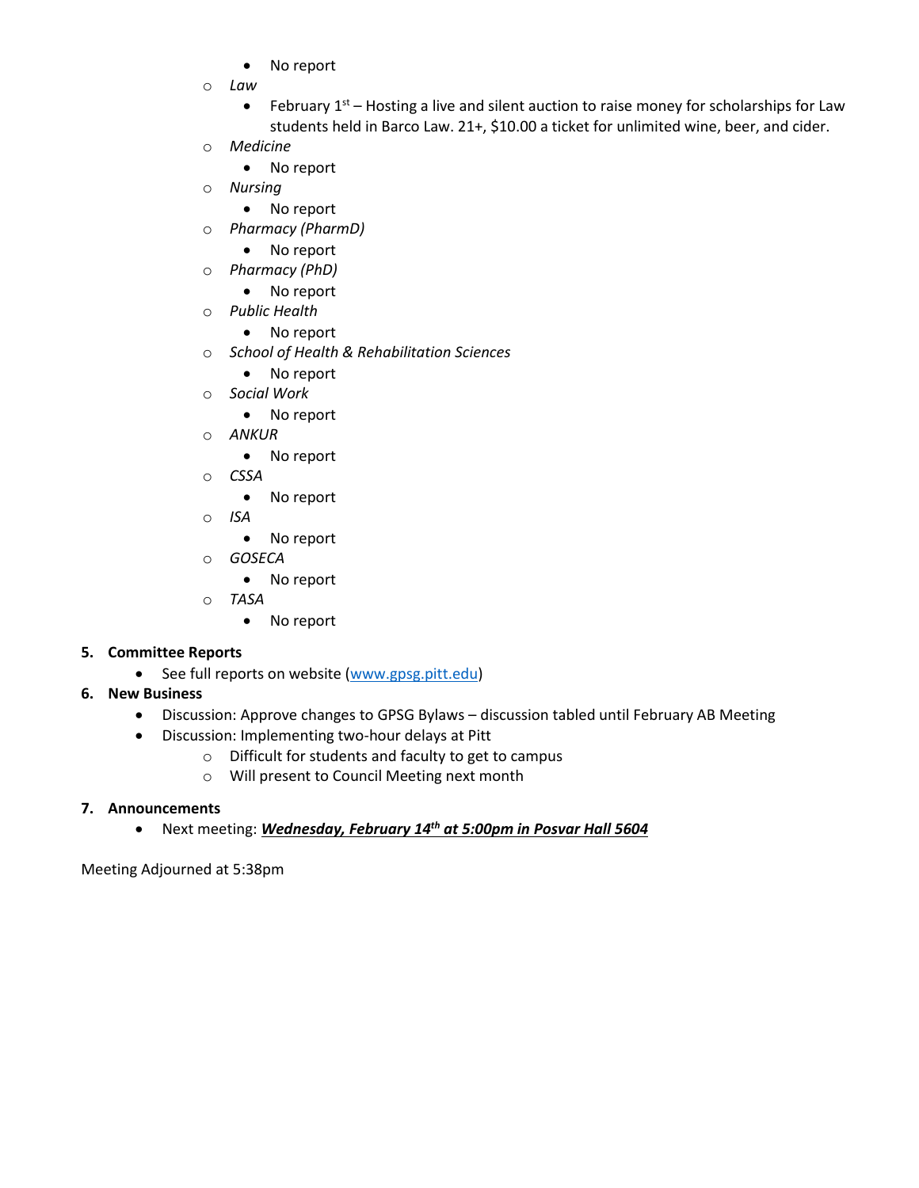- No report
- *Law*
  - February 1st – Hosting a live and silent auction to raise money for scholarships for Law students held in Barco Law. 21+, $10.00 a ticket for unlimited wine, beer, and cider.
- *Medicine*
  - No report
- *Nursing*
  - No report
- *Pharmacy (PharmD)*
  - No report
- *Pharmacy (PhD)*
  - No report
- *Public Health*
  - No report
- *School of Health & Rehabilitation Sciences*
  - No report
- *Social Work*
  - No report
- *ANKUR*
  - No report
- *CSSA*
  - No report
- *ISA*
  - No report
- *GOSECA*
  - No report
- *TASA*
  - No report

**5. Committee Reports**

- See full reports on website (www.gpsg.pitt.edu)

**6. New Business**

- Discussion: Approve changes to GPSG Bylaws – discussion tabled until February AB Meeting
- Discussion: Implementing two-hour delays at Pitt
  - Difficult for students and faculty to get to campus
  - Will present to Council Meeting next month

**7. Announcements**

- Next meeting: ***Wednesday, February 14th at 5:00pm in Posvar Hall 5604***

Meeting Adjourned at 5:38pm